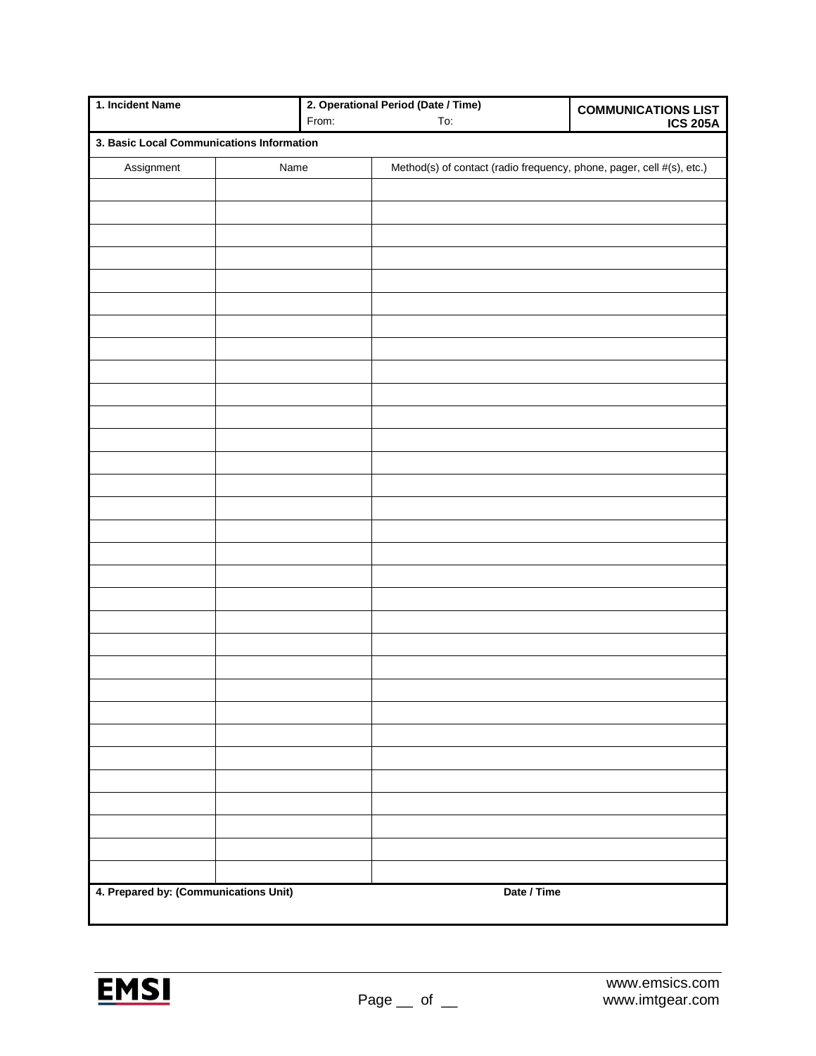| 1. Incident Name | 2. Operational Period (Date / Time) From: To: | COMMUNICATIONS LIST ICS 205A |
|---|---|---|

**3. Basic Local Communications Information**

| Assignment | Name | Method(s) of contact (radio frequency, phone, pager, cell #(s), etc.) |
|---|---|---|
| | | |
| | | |
| | | |
| | | |
| | | |
| | | |
| | | |
| | | |
| | | |
| | | |
| | | |
| | | |
| | | |
| | | |
| | | |
| | | |
| | | |
| | | |
| | | |
| | | |
| | | |
| | | |
| | | |
| | | |
| | | |
| | | |
| | | |
| | | |
| | | |
| | | |
| | | |

**4. Prepared by: (Communications Unit)** **Date / Time**

www.emsics.com
www.imtgear.com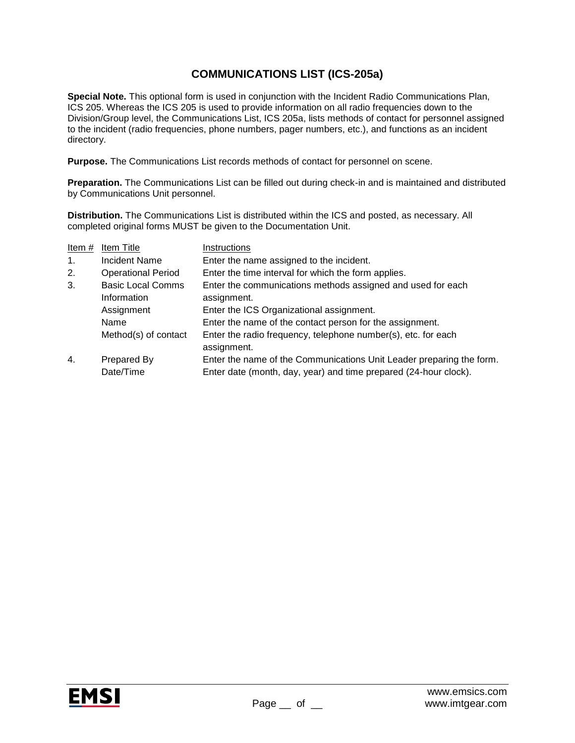# COMMUNICATIONS LIST (ICS-205a)

**Special Note.** This optional form is used in conjunction with the Incident Radio Communications Plan, ICS 205. Whereas the ICS 205 is used to provide information on all radio frequencies down to the Division/Group level, the Communications List, ICS 205a, lists methods of contact for personnel assigned to the incident (radio frequencies, phone numbers, pager numbers, etc.), and functions as an incident directory.

**Purpose.** The Communications List records methods of contact for personnel on scene.

**Preparation.** The Communications List can be filled out during check-in and is maintained and distributed by Communications Unit personnel.

**Distribution.** The Communications List is distributed within the ICS and posted, as necessary. All completed original forms MUST be given to the Documentation Unit.

| Item # | Item Title | Instructions |
|---|---|---|
| 1. | Incident Name | Enter the name assigned to the incident. |
| 2. | Operational Period | Enter the time interval for which the form applies. |
| 3. | Basic Local Comms Information | Enter the communications methods assigned and used for each assignment. |
| | Assignment | Enter the ICS Organizational assignment. |
| | Name | Enter the name of the contact person for the assignment. |
| | Method(s) of contact | Enter the radio frequency, telephone number(s), etc. for each assignment. |
| 4. | Prepared By | Enter the name of the Communications Unit Leader preparing the form. |
| | Date/Time | Enter date (month, day, year) and time prepared (24-hour clock). |